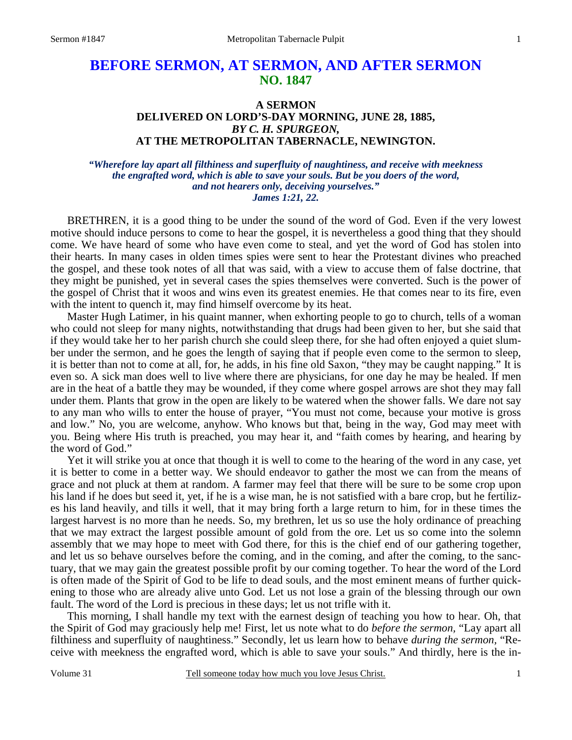# BEFORE SERMON, AT SERMON, AND AFTER SERMON
## NO. 1847

### A SERMON
### DELIVERED ON LORD'S-DAY MORNING, JUNE 28, 1885,
### *BY C. H. SPURGEON,*
### AT THE METROPOLITAN TABERNACLE, NEWINGTON.

***"Wherefore lay apart all filthiness and superfluity of naughtiness, and receive with meekness the engrafted word, which is able to save your souls. But be you doers of the word, and not hearers only, deceiving yourselves." James 1:21, 22.***

BRETHREN, it is a good thing to be under the sound of the word of God. Even if the very lowest motive should induce persons to come to hear the gospel, it is nevertheless a good thing that they should come. We have heard of some who have even come to steal, and yet the word of God has stolen into their hearts. In many cases in olden times spies were sent to hear the Protestant divines who preached the gospel, and these took notes of all that was said, with a view to accuse them of false doctrine, that they might be punished, yet in several cases the spies themselves were converted. Such is the power of the gospel of Christ that it woos and wins even its greatest enemies. He that comes near to its fire, even with the intent to quench it, may find himself overcome by its heat.

Master Hugh Latimer, in his quaint manner, when exhorting people to go to church, tells of a woman who could not sleep for many nights, notwithstanding that drugs had been given to her, but she said that if they would take her to her parish church she could sleep there, for she had often enjoyed a quiet slumber under the sermon, and he goes the length of saying that if people even come to the sermon to sleep, it is better than not to come at all, for, he adds, in his fine old Saxon, "they may be caught napping." It is even so. A sick man does well to live where there are physicians, for one day he may be healed. If men are in the heat of a battle they may be wounded, if they come where gospel arrows are shot they may fall under them. Plants that grow in the open are likely to be watered when the shower falls. We dare not say to any man who wills to enter the house of prayer, "You must not come, because your motive is gross and low." No, you are welcome, anyhow. Who knows but that, being in the way, God may meet with you. Being where His truth is preached, you may hear it, and "faith comes by hearing, and hearing by the word of God."

Yet it will strike you at once that though it is well to come to the hearing of the word in any case, yet it is better to come in a better way. We should endeavor to gather the most we can from the means of grace and not pluck at them at random. A farmer may feel that there will be sure to be some crop upon his land if he does but seed it, yet, if he is a wise man, he is not satisfied with a bare crop, but he fertilizes his land heavily, and tills it well, that it may bring forth a large return to him, for in these times the largest harvest is no more than he needs. So, my brethren, let us so use the holy ordinance of preaching that we may extract the largest possible amount of gold from the ore. Let us so come into the solemn assembly that we may hope to meet with God there, for this is the chief end of our gathering together, and let us so behave ourselves before the coming, and in the coming, and after the coming, to the sanctuary, that we may gain the greatest possible profit by our coming together. To hear the word of the Lord is often made of the Spirit of God to be life to dead souls, and the most eminent means of further quickening to those who are already alive unto God. Let us not lose a grain of the blessing through our own fault. The word of the Lord is precious in these days; let us not trifle with it.

This morning, I shall handle my text with the earnest design of teaching you how to hear. Oh, that the Spirit of God may graciously help me! First, let us note what to do *before the sermon,* "Lay apart all filthiness and superfluity of naughtiness." Secondly, let us learn how to behave *during the sermon,* "Receive with meekness the engrafted word, which is able to save your souls." And thirdly, here is the in-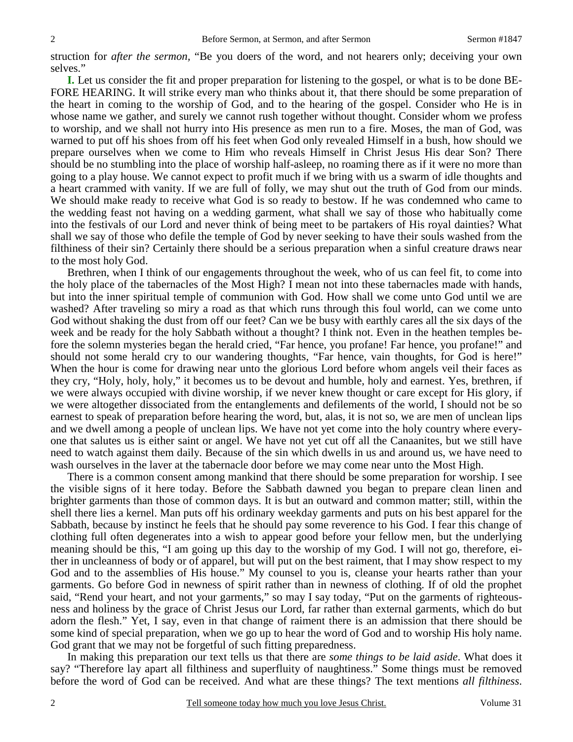struction for *after the sermon*, "Be you doers of the word, and not hearers only; deceiving your own selves."

**I.** Let us consider the fit and proper preparation for listening to the gospel, or what is to be done BEFORE HEARING. It will strike every man who thinks about it, that there should be some preparation of the heart in coming to the worship of God, and to the hearing of the gospel. Consider who He is in whose name we gather, and surely we cannot rush together without thought. Consider whom we profess to worship, and we shall not hurry into His presence as men run to a fire. Moses, the man of God, was warned to put off his shoes from off his feet when God only revealed Himself in a bush, how should we prepare ourselves when we come to Him who reveals Himself in Christ Jesus His dear Son? There should be no stumbling into the place of worship half-asleep, no roaming there as if it were no more than going to a play house. We cannot expect to profit much if we bring with us a swarm of idle thoughts and a heart crammed with vanity. If we are full of folly, we may shut out the truth of God from our minds. We should make ready to receive what God is so ready to bestow. If he was condemned who came to the wedding feast not having on a wedding garment, what shall we say of those who habitually come into the festivals of our Lord and never think of being meet to be partakers of His royal dainties? What shall we say of those who defile the temple of God by never seeking to have their souls washed from the filthiness of their sin? Certainly there should be a serious preparation when a sinful creature draws near to the most holy God.

Brethren, when I think of our engagements throughout the week, who of us can feel fit, to come into the holy place of the tabernacles of the Most High? I mean not into these tabernacles made with hands, but into the inner spiritual temple of communion with God. How shall we come unto God until we are washed? After traveling so miry a road as that which runs through this foul world, can we come unto God without shaking the dust from off our feet? Can we be busy with earthly cares all the six days of the week and be ready for the holy Sabbath without a thought? I think not. Even in the heathen temples before the solemn mysteries began the herald cried, "Far hence, you profane! Far hence, you profane!" and should not some herald cry to our wandering thoughts, "Far hence, vain thoughts, for God is here!" When the hour is come for drawing near unto the glorious Lord before whom angels veil their faces as they cry, "Holy, holy, holy," it becomes us to be devout and humble, holy and earnest. Yes, brethren, if we were always occupied with divine worship, if we never knew thought or care except for His glory, if we were altogether dissociated from the entanglements and defilements of the world, I should not be so earnest to speak of preparation before hearing the word, but, alas, it is not so, we are men of unclean lips and we dwell among a people of unclean lips. We have not yet come into the holy country where everyone that salutes us is either saint or angel. We have not yet cut off all the Canaanites, but we still have need to watch against them daily. Because of the sin which dwells in us and around us, we have need to wash ourselves in the laver at the tabernacle door before we may come near unto the Most High.

There is a common consent among mankind that there should be some preparation for worship. I see the visible signs of it here today. Before the Sabbath dawned you began to prepare clean linen and brighter garments than those of common days. It is but an outward and common matter; still, within the shell there lies a kernel. Man puts off his ordinary weekday garments and puts on his best apparel for the Sabbath, because by instinct he feels that he should pay some reverence to his God. I fear this change of clothing full often degenerates into a wish to appear good before your fellow men, but the underlying meaning should be this, "I am going up this day to the worship of my God. I will not go, therefore, either in uncleanness of body or of apparel, but will put on the best raiment, that I may show respect to my God and to the assemblies of His house." My counsel to you is, cleanse your hearts rather than your garments. Go before God in newness of spirit rather than in newness of clothing. If of old the prophet said, "Rend your heart, and not your garments," so may I say today, "Put on the garments of righteousness and holiness by the grace of Christ Jesus our Lord, far rather than external garments, which do but adorn the flesh." Yet, I say, even in that change of raiment there is an admission that there should be some kind of special preparation, when we go up to hear the word of God and to worship His holy name. God grant that we may not be forgetful of such fitting preparedness.

In making this preparation our text tells us that there are *some things to be laid aside*. What does it say? "Therefore lay apart all filthiness and superfluity of naughtiness." Some things must be removed before the word of God can be received. And what are these things? The text mentions *all filthiness*.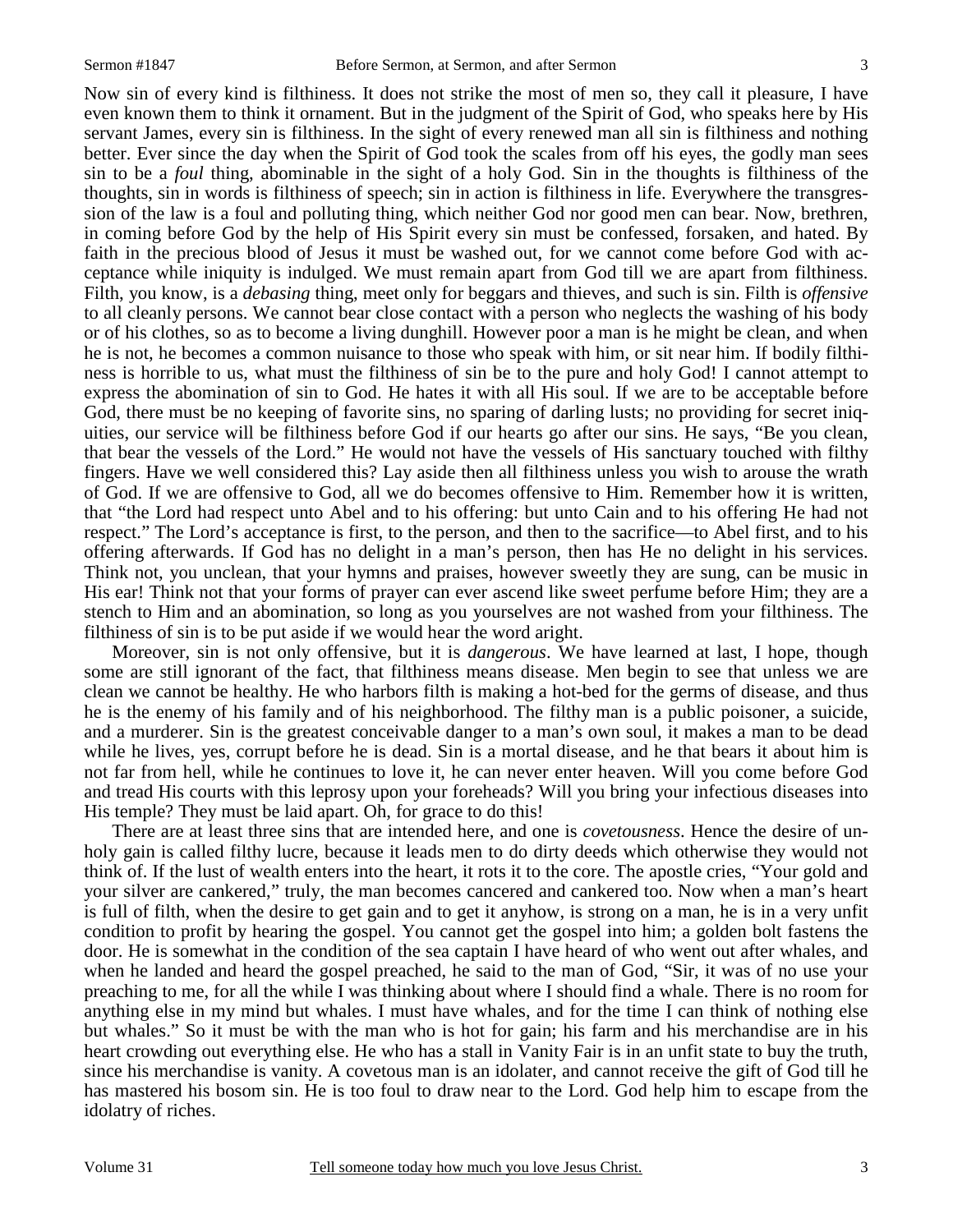Now sin of every kind is filthiness. It does not strike the most of men so, they call it pleasure, I have even known them to think it ornament. But in the judgment of the Spirit of God, who speaks here by His servant James, every sin is filthiness. In the sight of every renewed man all sin is filthiness and nothing better. Ever since the day when the Spirit of God took the scales from off his eyes, the godly man sees sin to be a *foul* thing, abominable in the sight of a holy God. Sin in the thoughts is filthiness of the thoughts, sin in words is filthiness of speech; sin in action is filthiness in life. Everywhere the transgression of the law is a foul and polluting thing, which neither God nor good men can bear. Now, brethren, in coming before God by the help of His Spirit every sin must be confessed, forsaken, and hated. By faith in the precious blood of Jesus it must be washed out, for we cannot come before God with acceptance while iniquity is indulged. We must remain apart from God till we are apart from filthiness. Filth, you know, is a *debasing* thing, meet only for beggars and thieves, and such is sin. Filth is *offensive* to all cleanly persons. We cannot bear close contact with a person who neglects the washing of his body or of his clothes, so as to become a living dunghill. However poor a man is he might be clean, and when he is not, he becomes a common nuisance to those who speak with him, or sit near him. If bodily filthiness is horrible to us, what must the filthiness of sin be to the pure and holy God! I cannot attempt to express the abomination of sin to God. He hates it with all His soul. If we are to be acceptable before God, there must be no keeping of favorite sins, no sparing of darling lusts; no providing for secret iniquities, our service will be filthiness before God if our hearts go after our sins. He says, "Be you clean, that bear the vessels of the Lord." He would not have the vessels of His sanctuary touched with filthy fingers. Have we well considered this? Lay aside then all filthiness unless you wish to arouse the wrath of God. If we are offensive to God, all we do becomes offensive to Him. Remember how it is written, that "the Lord had respect unto Abel and to his offering: but unto Cain and to his offering He had not respect." The Lord's acceptance is first, to the person, and then to the sacrifice—to Abel first, and to his offering afterwards. If God has no delight in a man's person, then has He no delight in his services. Think not, you unclean, that your hymns and praises, however sweetly they are sung, can be music in His ear! Think not that your forms of prayer can ever ascend like sweet perfume before Him; they are a stench to Him and an abomination, so long as you yourselves are not washed from your filthiness. The filthiness of sin is to be put aside if we would hear the word aright.

Moreover, sin is not only offensive, but it is *dangerous*. We have learned at last, I hope, though some are still ignorant of the fact, that filthiness means disease. Men begin to see that unless we are clean we cannot be healthy. He who harbors filth is making a hot-bed for the germs of disease, and thus he is the enemy of his family and of his neighborhood. The filthy man is a public poisoner, a suicide, and a murderer. Sin is the greatest conceivable danger to a man's own soul, it makes a man to be dead while he lives, yes, corrupt before he is dead. Sin is a mortal disease, and he that bears it about him is not far from hell, while he continues to love it, he can never enter heaven. Will you come before God and tread His courts with this leprosy upon your foreheads? Will you bring your infectious diseases into His temple? They must be laid apart. Oh, for grace to do this!

There are at least three sins that are intended here, and one is *covetousness*. Hence the desire of unholy gain is called filthy lucre, because it leads men to do dirty deeds which otherwise they would not think of. If the lust of wealth enters into the heart, it rots it to the core. The apostle cries, "Your gold and your silver are cankered," truly, the man becomes cancered and cankered too. Now when a man's heart is full of filth, when the desire to get gain and to get it anyhow, is strong on a man, he is in a very unfit condition to profit by hearing the gospel. You cannot get the gospel into him; a golden bolt fastens the door. He is somewhat in the condition of the sea captain I have heard of who went out after whales, and when he landed and heard the gospel preached, he said to the man of God, "Sir, it was of no use your preaching to me, for all the while I was thinking about where I should find a whale. There is no room for anything else in my mind but whales. I must have whales, and for the time I can think of nothing else but whales." So it must be with the man who is hot for gain; his farm and his merchandise are in his heart crowding out everything else. He who has a stall in Vanity Fair is in an unfit state to buy the truth, since his merchandise is vanity. A covetous man is an idolater, and cannot receive the gift of God till he has mastered his bosom sin. He is too foul to draw near to the Lord. God help him to escape from the idolatry of riches.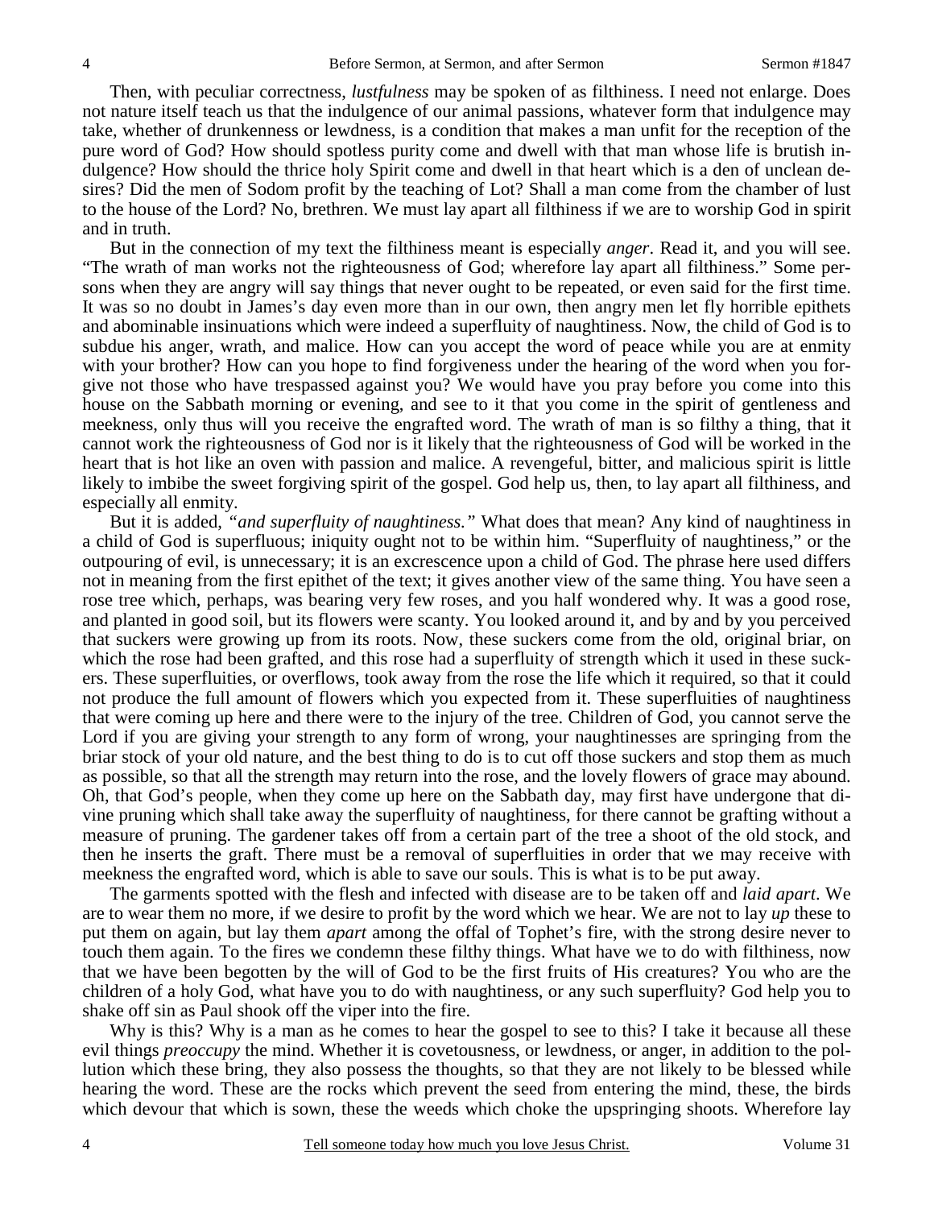Then, with peculiar correctness, *lustfulness* may be spoken of as filthiness. I need not enlarge. Does not nature itself teach us that the indulgence of our animal passions, whatever form that indulgence may take, whether of drunkenness or lewdness, is a condition that makes a man unfit for the reception of the pure word of God? How should spotless purity come and dwell with that man whose life is brutish indulgence? How should the thrice holy Spirit come and dwell in that heart which is a den of unclean desires? Did the men of Sodom profit by the teaching of Lot? Shall a man come from the chamber of lust to the house of the Lord? No, brethren. We must lay apart all filthiness if we are to worship God in spirit and in truth.

But in the connection of my text the filthiness meant is especially *anger*. Read it, and you will see. "The wrath of man works not the righteousness of God; wherefore lay apart all filthiness." Some persons when they are angry will say things that never ought to be repeated, or even said for the first time. It was so no doubt in James's day even more than in our own, then angry men let fly horrible epithets and abominable insinuations which were indeed a superfluity of naughtiness. Now, the child of God is to subdue his anger, wrath, and malice. How can you accept the word of peace while you are at enmity with your brother? How can you hope to find forgiveness under the hearing of the word when you forgive not those who have trespassed against you? We would have you pray before you come into this house on the Sabbath morning or evening, and see to it that you come in the spirit of gentleness and meekness, only thus will you receive the engrafted word. The wrath of man is so filthy a thing, that it cannot work the righteousness of God nor is it likely that the righteousness of God will be worked in the heart that is hot like an oven with passion and malice. A revengeful, bitter, and malicious spirit is little likely to imbibe the sweet forgiving spirit of the gospel. God help us, then, to lay apart all filthiness, and especially all enmity.

But it is added, *"and superfluity of naughtiness."* What does that mean? Any kind of naughtiness in a child of God is superfluous; iniquity ought not to be within him. "Superfluity of naughtiness," or the outpouring of evil, is unnecessary; it is an excrescence upon a child of God. The phrase here used differs not in meaning from the first epithet of the text; it gives another view of the same thing. You have seen a rose tree which, perhaps, was bearing very few roses, and you half wondered why. It was a good rose, and planted in good soil, but its flowers were scanty. You looked around it, and by and by you perceived that suckers were growing up from its roots. Now, these suckers come from the old, original briar, on which the rose had been grafted, and this rose had a superfluity of strength which it used in these suckers. These superfluities, or overflows, took away from the rose the life which it required, so that it could not produce the full amount of flowers which you expected from it. These superfluities of naughtiness that were coming up here and there were to the injury of the tree. Children of God, you cannot serve the Lord if you are giving your strength to any form of wrong, your naughtinesses are springing from the briar stock of your old nature, and the best thing to do is to cut off those suckers and stop them as much as possible, so that all the strength may return into the rose, and the lovely flowers of grace may abound. Oh, that God's people, when they come up here on the Sabbath day, may first have undergone that divine pruning which shall take away the superfluity of naughtiness, for there cannot be grafting without a measure of pruning. The gardener takes off from a certain part of the tree a shoot of the old stock, and then he inserts the graft. There must be a removal of superfluities in order that we may receive with meekness the engrafted word, which is able to save our souls. This is what is to be put away.

The garments spotted with the flesh and infected with disease are to be taken off and *laid apart*. We are to wear them no more, if we desire to profit by the word which we hear. We are not to lay *up* these to put them on again, but lay them *apart* among the offal of Tophet's fire, with the strong desire never to touch them again. To the fires we condemn these filthy things. What have we to do with filthiness, now that we have been begotten by the will of God to be the first fruits of His creatures? You who are the children of a holy God, what have you to do with naughtiness, or any such superfluity? God help you to shake off sin as Paul shook off the viper into the fire.

Why is this? Why is a man as he comes to hear the gospel to see to this? I take it because all these evil things *preoccupy* the mind. Whether it is covetousness, or lewdness, or anger, in addition to the pollution which these bring, they also possess the thoughts, so that they are not likely to be blessed while hearing the word. These are the rocks which prevent the seed from entering the mind, these, the birds which devour that which is sown, these the weeds which choke the upspringing shoots. Wherefore lay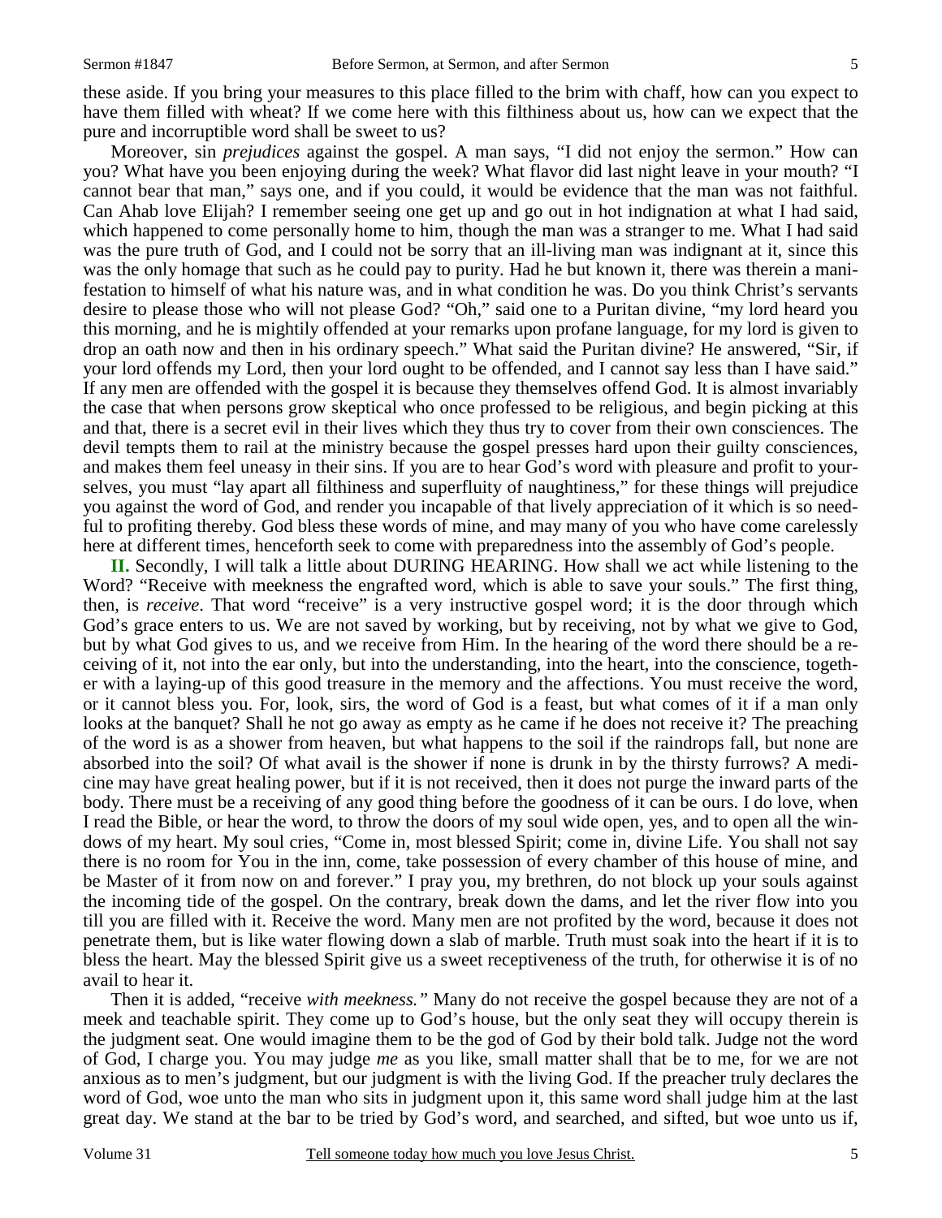these aside. If you bring your measures to this place filled to the brim with chaff, how can you expect to have them filled with wheat? If we come here with this filthiness about us, how can we expect that the pure and incorruptible word shall be sweet to us?

Moreover, sin *prejudices* against the gospel. A man says, "I did not enjoy the sermon." How can you? What have you been enjoying during the week? What flavor did last night leave in your mouth? "I cannot bear that man," says one, and if you could, it would be evidence that the man was not faithful. Can Ahab love Elijah? I remember seeing one get up and go out in hot indignation at what I had said, which happened to come personally home to him, though the man was a stranger to me. What I had said was the pure truth of God, and I could not be sorry that an ill-living man was indignant at it, since this was the only homage that such as he could pay to purity. Had he but known it, there was therein a manifestation to himself of what his nature was, and in what condition he was. Do you think Christ's servants desire to please those who will not please God? "Oh," said one to a Puritan divine, "my lord heard you this morning, and he is mightily offended at your remarks upon profane language, for my lord is given to drop an oath now and then in his ordinary speech." What said the Puritan divine? He answered, "Sir, if your lord offends my Lord, then your lord ought to be offended, and I cannot say less than I have said." If any men are offended with the gospel it is because they themselves offend God. It is almost invariably the case that when persons grow skeptical who once professed to be religious, and begin picking at this and that, there is a secret evil in their lives which they thus try to cover from their own consciences. The devil tempts them to rail at the ministry because the gospel presses hard upon their guilty consciences, and makes them feel uneasy in their sins. If you are to hear God's word with pleasure and profit to yourselves, you must "lay apart all filthiness and superfluity of naughtiness," for these things will prejudice you against the word of God, and render you incapable of that lively appreciation of it which is so needful to profiting thereby. God bless these words of mine, and may many of you who have come carelessly here at different times, henceforth seek to come with preparedness into the assembly of God's people.

**II.** Secondly, I will talk a little about DURING HEARING. How shall we act while listening to the Word? "Receive with meekness the engrafted word, which is able to save your souls." The first thing, then, is *receive*. That word "receive" is a very instructive gospel word; it is the door through which God's grace enters to us. We are not saved by working, but by receiving, not by what we give to God, but by what God gives to us, and we receive from Him. In the hearing of the word there should be a receiving of it, not into the ear only, but into the understanding, into the heart, into the conscience, together with a laying-up of this good treasure in the memory and the affections. You must receive the word, or it cannot bless you. For, look, sirs, the word of God is a feast, but what comes of it if a man only looks at the banquet? Shall he not go away as empty as he came if he does not receive it? The preaching of the word is as a shower from heaven, but what happens to the soil if the raindrops fall, but none are absorbed into the soil? Of what avail is the shower if none is drunk in by the thirsty furrows? A medicine may have great healing power, but if it is not received, then it does not purge the inward parts of the body. There must be a receiving of any good thing before the goodness of it can be ours. I do love, when I read the Bible, or hear the word, to throw the doors of my soul wide open, yes, and to open all the windows of my heart. My soul cries, "Come in, most blessed Spirit; come in, divine Life. You shall not say there is no room for You in the inn, come, take possession of every chamber of this house of mine, and be Master of it from now on and forever." I pray you, my brethren, do not block up your souls against the incoming tide of the gospel. On the contrary, break down the dams, and let the river flow into you till you are filled with it. Receive the word. Many men are not profited by the word, because it does not penetrate them, but is like water flowing down a slab of marble. Truth must soak into the heart if it is to bless the heart. May the blessed Spirit give us a sweet receptiveness of the truth, for otherwise it is of no avail to hear it.

Then it is added, "receive *with meekness."* Many do not receive the gospel because they are not of a meek and teachable spirit. They come up to God's house, but the only seat they will occupy therein is the judgment seat. One would imagine them to be the god of God by their bold talk. Judge not the word of God, I charge you. You may judge *me* as you like, small matter shall that be to me, for we are not anxious as to men's judgment, but our judgment is with the living God. If the preacher truly declares the word of God, woe unto the man who sits in judgment upon it, this same word shall judge him at the last great day. We stand at the bar to be tried by God's word, and searched, and sifted, but woe unto us if,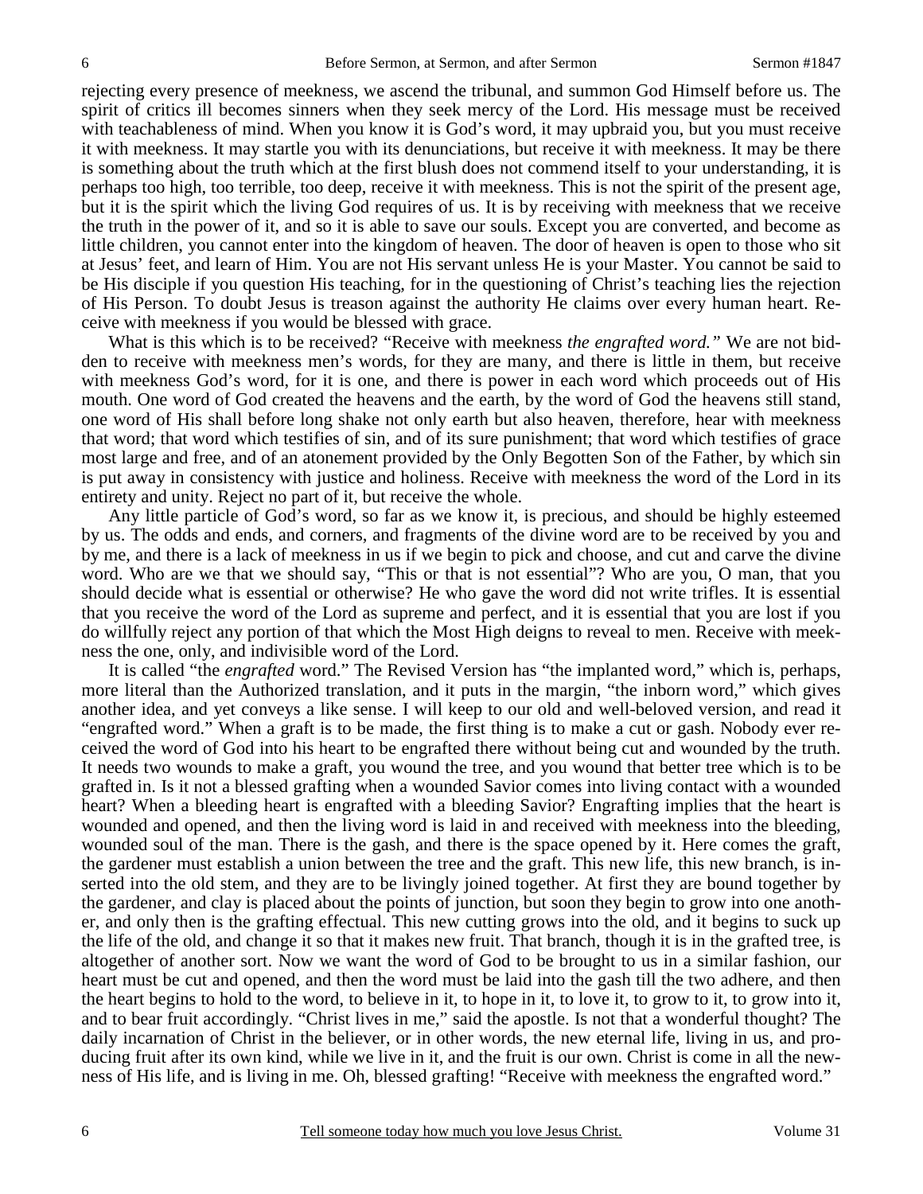rejecting every presence of meekness, we ascend the tribunal, and summon God Himself before us. The spirit of critics ill becomes sinners when they seek mercy of the Lord. His message must be received with teachableness of mind. When you know it is God's word, it may upbraid you, but you must receive it with meekness. It may startle you with its denunciations, but receive it with meekness. It may be there is something about the truth which at the first blush does not commend itself to your understanding, it is perhaps too high, too terrible, too deep, receive it with meekness. This is not the spirit of the present age, but it is the spirit which the living God requires of us. It is by receiving with meekness that we receive the truth in the power of it, and so it is able to save our souls. Except you are converted, and become as little children, you cannot enter into the kingdom of heaven. The door of heaven is open to those who sit at Jesus' feet, and learn of Him. You are not His servant unless He is your Master. You cannot be said to be His disciple if you question His teaching, for in the questioning of Christ's teaching lies the rejection of His Person. To doubt Jesus is treason against the authority He claims over every human heart. Receive with meekness if you would be blessed with grace.

What is this which is to be received? "Receive with meekness *the engrafted word."* We are not bidden to receive with meekness men's words, for they are many, and there is little in them, but receive with meekness God's word, for it is one, and there is power in each word which proceeds out of His mouth. One word of God created the heavens and the earth, by the word of God the heavens still stand, one word of His shall before long shake not only earth but also heaven, therefore, hear with meekness that word; that word which testifies of sin, and of its sure punishment; that word which testifies of grace most large and free, and of an atonement provided by the Only Begotten Son of the Father, by which sin is put away in consistency with justice and holiness. Receive with meekness the word of the Lord in its entirety and unity. Reject no part of it, but receive the whole.

Any little particle of God's word, so far as we know it, is precious, and should be highly esteemed by us. The odds and ends, and corners, and fragments of the divine word are to be received by you and by me, and there is a lack of meekness in us if we begin to pick and choose, and cut and carve the divine word. Who are we that we should say, "This or that is not essential"? Who are you, O man, that you should decide what is essential or otherwise? He who gave the word did not write trifles. It is essential that you receive the word of the Lord as supreme and perfect, and it is essential that you are lost if you do willfully reject any portion of that which the Most High deigns to reveal to men. Receive with meekness the one, only, and indivisible word of the Lord.

It is called "the *engrafted* word." The Revised Version has "the implanted word," which is, perhaps, more literal than the Authorized translation, and it puts in the margin, "the inborn word," which gives another idea, and yet conveys a like sense. I will keep to our old and well-beloved version, and read it "engrafted word." When a graft is to be made, the first thing is to make a cut or gash. Nobody ever received the word of God into his heart to be engrafted there without being cut and wounded by the truth. It needs two wounds to make a graft, you wound the tree, and you wound that better tree which is to be grafted in. Is it not a blessed grafting when a wounded Savior comes into living contact with a wounded heart? When a bleeding heart is engrafted with a bleeding Savior? Engrafting implies that the heart is wounded and opened, and then the living word is laid in and received with meekness into the bleeding, wounded soul of the man. There is the gash, and there is the space opened by it. Here comes the graft, the gardener must establish a union between the tree and the graft. This new life, this new branch, is inserted into the old stem, and they are to be livingly joined together. At first they are bound together by the gardener, and clay is placed about the points of junction, but soon they begin to grow into one another, and only then is the grafting effectual. This new cutting grows into the old, and it begins to suck up the life of the old, and change it so that it makes new fruit. That branch, though it is in the grafted tree, is altogether of another sort. Now we want the word of God to be brought to us in a similar fashion, our heart must be cut and opened, and then the word must be laid into the gash till the two adhere, and then the heart begins to hold to the word, to believe in it, to hope in it, to love it, to grow to it, to grow into it, and to bear fruit accordingly. "Christ lives in me," said the apostle. Is not that a wonderful thought? The daily incarnation of Christ in the believer, or in other words, the new eternal life, living in us, and producing fruit after its own kind, while we live in it, and the fruit is our own. Christ is come in all the newness of His life, and is living in me. Oh, blessed grafting! "Receive with meekness the engrafted word."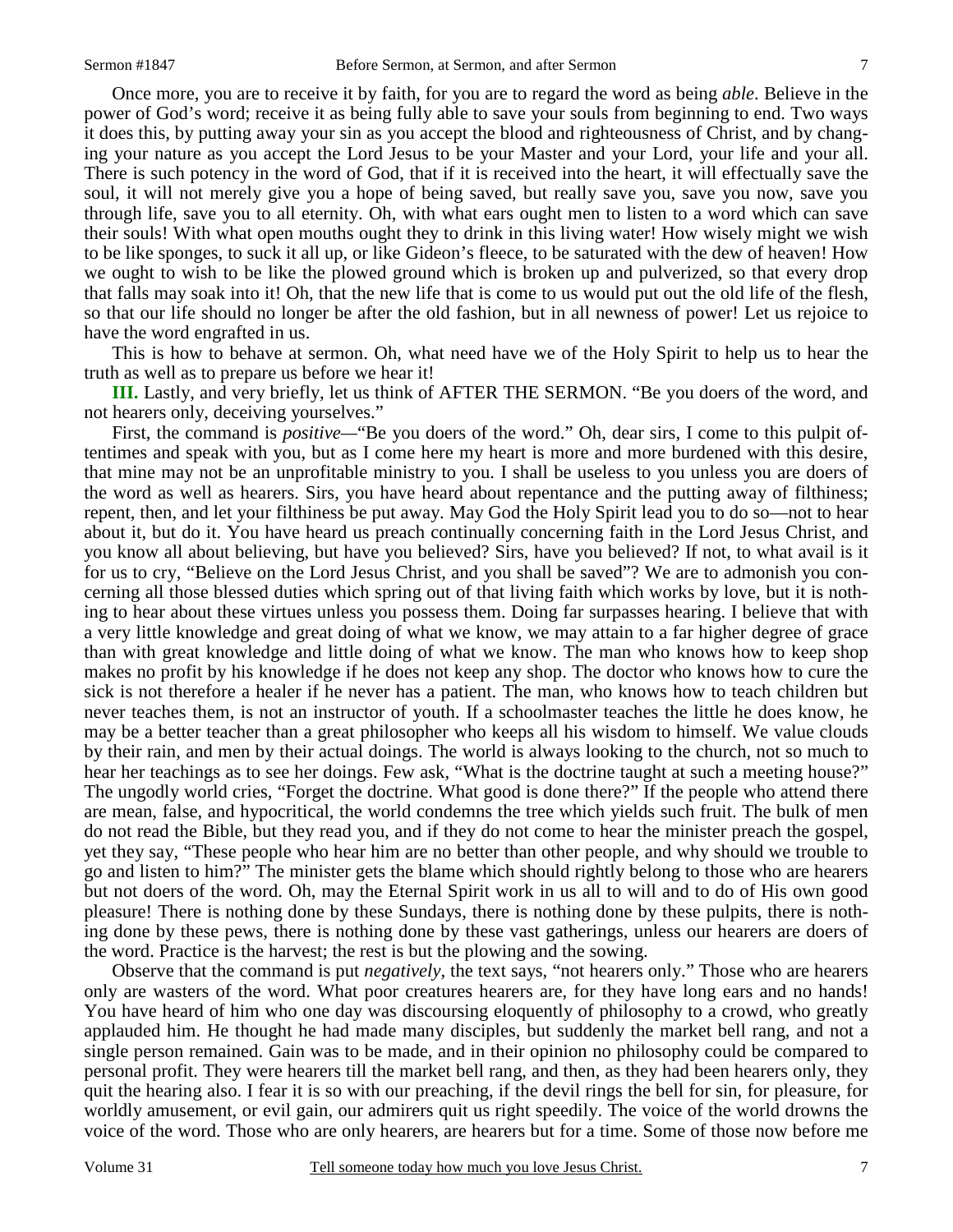Once more, you are to receive it by faith, for you are to regard the word as being *able*. Believe in the power of God's word; receive it as being fully able to save your souls from beginning to end. Two ways it does this, by putting away your sin as you accept the blood and righteousness of Christ, and by changing your nature as you accept the Lord Jesus to be your Master and your Lord, your life and your all. There is such potency in the word of God, that if it is received into the heart, it will effectually save the soul, it will not merely give you a hope of being saved, but really save you, save you now, save you through life, save you to all eternity. Oh, with what ears ought men to listen to a word which can save their souls! With what open mouths ought they to drink in this living water! How wisely might we wish to be like sponges, to suck it all up, or like Gideon's fleece, to be saturated with the dew of heaven! How we ought to wish to be like the plowed ground which is broken up and pulverized, so that every drop that falls may soak into it! Oh, that the new life that is come to us would put out the old life of the flesh, so that our life should no longer be after the old fashion, but in all newness of power! Let us rejoice to have the word engrafted in us.

This is how to behave at sermon. Oh, what need have we of the Holy Spirit to help us to hear the truth as well as to prepare us before we hear it!

**III.** Lastly, and very briefly, let us think of AFTER THE SERMON. "Be you doers of the word, and not hearers only, deceiving yourselves."

First, the command is *positive*—"Be you doers of the word." Oh, dear sirs, I come to this pulpit oftentimes and speak with you, but as I come here my heart is more and more burdened with this desire, that mine may not be an unprofitable ministry to you. I shall be useless to you unless you are doers of the word as well as hearers. Sirs, you have heard about repentance and the putting away of filthiness; repent, then, and let your filthiness be put away. May God the Holy Spirit lead you to do so—not to hear about it, but do it. You have heard us preach continually concerning faith in the Lord Jesus Christ, and you know all about believing, but have you believed? Sirs, have you believed? If not, to what avail is it for us to cry, "Believe on the Lord Jesus Christ, and you shall be saved"? We are to admonish you concerning all those blessed duties which spring out of that living faith which works by love, but it is nothing to hear about these virtues unless you possess them. Doing far surpasses hearing. I believe that with a very little knowledge and great doing of what we know, we may attain to a far higher degree of grace than with great knowledge and little doing of what we know. The man who knows how to keep shop makes no profit by his knowledge if he does not keep any shop. The doctor who knows how to cure the sick is not therefore a healer if he never has a patient. The man, who knows how to teach children but never teaches them, is not an instructor of youth. If a schoolmaster teaches the little he does know, he may be a better teacher than a great philosopher who keeps all his wisdom to himself. We value clouds by their rain, and men by their actual doings. The world is always looking to the church, not so much to hear her teachings as to see her doings. Few ask, "What is the doctrine taught at such a meeting house?" The ungodly world cries, "Forget the doctrine. What good is done there?" If the people who attend there are mean, false, and hypocritical, the world condemns the tree which yields such fruit. The bulk of men do not read the Bible, but they read you, and if they do not come to hear the minister preach the gospel, yet they say, "These people who hear him are no better than other people, and why should we trouble to go and listen to him?" The minister gets the blame which should rightly belong to those who are hearers but not doers of the word. Oh, may the Eternal Spirit work in us all to will and to do of His own good pleasure! There is nothing done by these Sundays, there is nothing done by these pulpits, there is nothing done by these pews, there is nothing done by these vast gatherings, unless our hearers are doers of the word. Practice is the harvest; the rest is but the plowing and the sowing.

Observe that the command is put *negatively*, the text says, "not hearers only." Those who are hearers only are wasters of the word. What poor creatures hearers are, for they have long ears and no hands! You have heard of him who one day was discoursing eloquently of philosophy to a crowd, who greatly applauded him. He thought he had made many disciples, but suddenly the market bell rang, and not a single person remained. Gain was to be made, and in their opinion no philosophy could be compared to personal profit. They were hearers till the market bell rang, and then, as they had been hearers only, they quit the hearing also. I fear it is so with our preaching, if the devil rings the bell for sin, for pleasure, for worldly amusement, or evil gain, our admirers quit us right speedily. The voice of the world drowns the voice of the word. Those who are only hearers, are hearers but for a time. Some of those now before me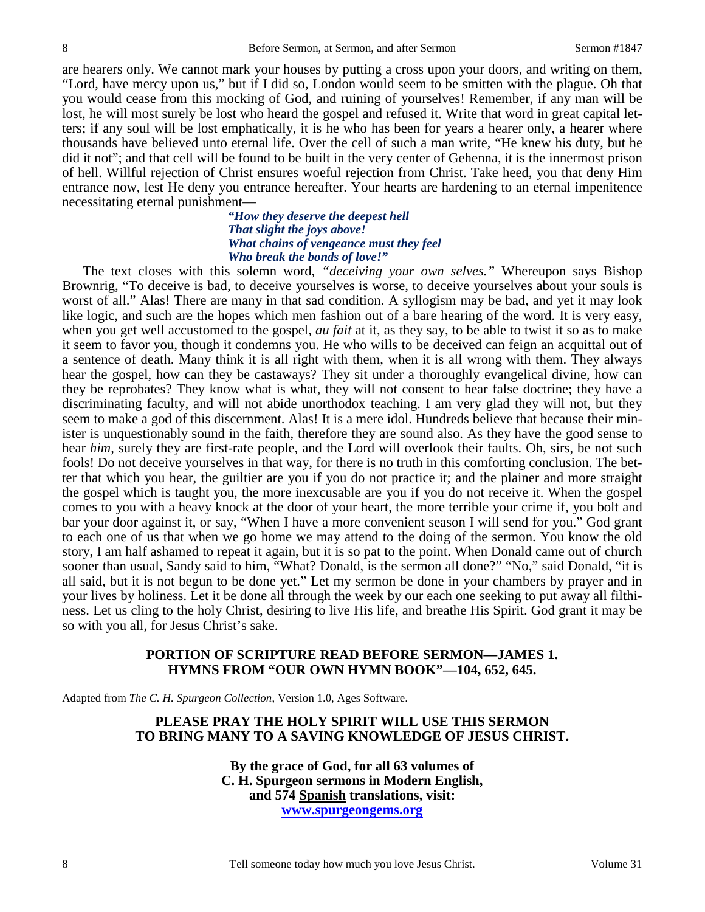are hearers only. We cannot mark your houses by putting a cross upon your doors, and writing on them, "Lord, have mercy upon us," but if I did so, London would seem to be smitten with the plague. Oh that you would cease from this mocking of God, and ruining of yourselves! Remember, if any man will be lost, he will most surely be lost who heard the gospel and refused it. Write that word in great capital letters; if any soul will be lost emphatically, it is he who has been for years a hearer only, a hearer where thousands have believed unto eternal life. Over the cell of such a man write, "He knew his duty, but he did it not"; and that cell will be found to be built in the very center of Gehenna, it is the innermost prison of hell. Willful rejection of Christ ensures woeful rejection from Christ. Take heed, you that deny Him entrance now, lest He deny you entrance hereafter. Your hearts are hardening to an eternal impenitence necessitating eternal punishment—

> ***"How they deserve the deepest hell***
> ***That slight the joys above!***
> ***What chains of vengeance must they feel***
> ***Who break the bonds of love!"***

The text closes with this solemn word, *"deceiving your own selves."* Whereupon says Bishop Brownrig, "To deceive is bad, to deceive yourselves is worse, to deceive yourselves about your souls is worst of all." Alas! There are many in that sad condition. A syllogism may be bad, and yet it may look like logic, and such are the hopes which men fashion out of a bare hearing of the word. It is very easy, when you get well accustomed to the gospel, *au fait* at it, as they say, to be able to twist it so as to make it seem to favor you, though it condemns you. He who wills to be deceived can feign an acquittal out of a sentence of death. Many think it is all right with them, when it is all wrong with them. They always hear the gospel, how can they be castaways? They sit under a thoroughly evangelical divine, how can they be reprobates? They know what is what, they will not consent to hear false doctrine; they have a discriminating faculty, and will not abide unorthodox teaching. I am very glad they will not, but they seem to make a god of this discernment. Alas! It is a mere idol. Hundreds believe that because their minister is unquestionably sound in the faith, therefore they are sound also. As they have the good sense to hear *him*, surely they are first-rate people, and the Lord will overlook their faults. Oh, sirs, be not such fools! Do not deceive yourselves in that way, for there is no truth in this comforting conclusion. The better that which you hear, the guiltier are you if you do not practice it; and the plainer and more straight the gospel which is taught you, the more inexcusable are you if you do not receive it. When the gospel comes to you with a heavy knock at the door of your heart, the more terrible your crime if, you bolt and bar your door against it, or say, "When I have a more convenient season I will send for you." God grant to each one of us that when we go home we may attend to the doing of the sermon. You know the old story, I am half ashamed to repeat it again, but it is so pat to the point. When Donald came out of church sooner than usual, Sandy said to him, "What? Donald, is the sermon all done?" "No," said Donald, "it is all said, but it is not begun to be done yet." Let my sermon be done in your chambers by prayer and in your lives by holiness. Let it be done all through the week by our each one seeking to put away all filthiness. Let us cling to the holy Christ, desiring to live His life, and breathe His Spirit. God grant it may be so with you all, for Jesus Christ's sake.

**PORTION OF SCRIPTURE READ BEFORE SERMON—JAMES 1.**
**HYMNS FROM "OUR OWN HYMN BOOK"—104, 652, 645.**

Adapted from *The C. H. Spurgeon Collection,* Version 1.0, Ages Software.

**PLEASE PRAY THE HOLY SPIRIT WILL USE THIS SERMON TO BRING MANY TO A SAVING KNOWLEDGE OF JESUS CHRIST.**

**By the grace of God, for all 63 volumes of C. H. Spurgeon sermons in Modern English, and 574 Spanish translations, visit: www.spurgeongems.org**